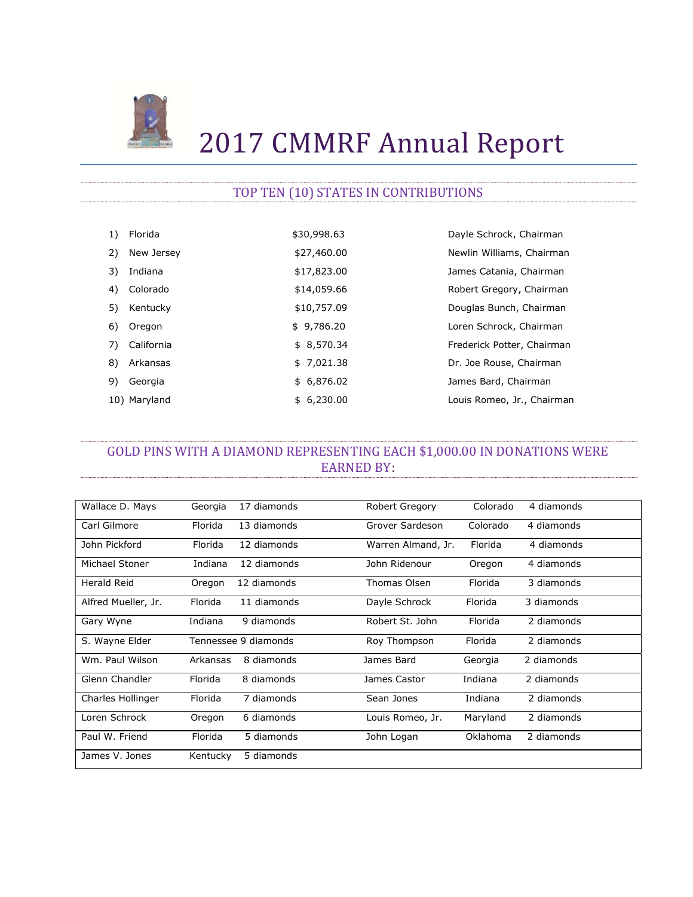# 2017 CMMRF Annual Report

## TOP TEN (10) STATES IN CONTRIBUTIONS

| | State | Amount | Chairman |
|---|---|---|---|
| 1) | Florida | $30,998.63 | Dayle Schrock, Chairman |
| 2) | New Jersey | $27,460.00 | Newlin Williams, Chairman |
| 3) | Indiana | $17,823.00 | James Catania, Chairman |
| 4) | Colorado | $14,059.66 | Robert Gregory, Chairman |
| 5) | Kentucky | $10,757.09 | Douglas Bunch, Chairman |
| 6) | Oregon | $ 9,786.20 | Loren Schrock, Chairman |
| 7) | California | $ 8,570.34 | Frederick Potter, Chairman |
| 8) | Arkansas | $ 7,021.38 | Dr. Joe Rouse, Chairman |
| 9) | Georgia | $ 6,876.02 | James Bard, Chairman |
| 10) | Maryland | $ 6,230.00 | Louis Romeo, Jr., Chairman |

## GOLD PINS WITH A DIAMOND REPRESENTING EACH $1,000.00 IN DONATIONS WERE EARNED BY:

| Name | State | Diamonds | Name | State | Diamonds |
|---|---|---|---|---|---|
| Wallace D. Mays | Georgia | 17 diamonds | Robert Gregory | Colorado | 4 diamonds |
| Carl Gilmore | Florida | 13 diamonds | Grover Sardeson | Colorado | 4 diamonds |
| John Pickford | Florida | 12 diamonds | Warren Almand, Jr. | Florida | 4 diamonds |
| Michael Stoner | Indiana | 12 diamonds | John Ridenour | Oregon | 4 diamonds |
| Herald Reid | Oregon | 12 diamonds | Thomas Olsen | Florida | 3 diamonds |
| Alfred Mueller, Jr. | Florida | 11 diamonds | Dayle Schrock | Florida | 3 diamonds |
| Gary Wyne | Indiana | 9 diamonds | Robert St. John | Florida | 2 diamonds |
| S. Wayne Elder | Tennessee | 9 diamonds | Roy Thompson | Florida | 2 diamonds |
| Wm. Paul Wilson | Arkansas | 8 diamonds | James Bard | Georgia | 2 diamonds |
| Glenn Chandler | Florida | 8 diamonds | James Castor | Indiana | 2 diamonds |
| Charles Hollinger | Florida | 7 diamonds | Sean Jones | Indiana | 2 diamonds |
| Loren Schrock | Oregon | 6 diamonds | Louis Romeo, Jr. | Maryland | 2 diamonds |
| Paul W. Friend | Florida | 5 diamonds | John Logan | Oklahoma | 2 diamonds |
| James V. Jones | Kentucky | 5 diamonds | | | |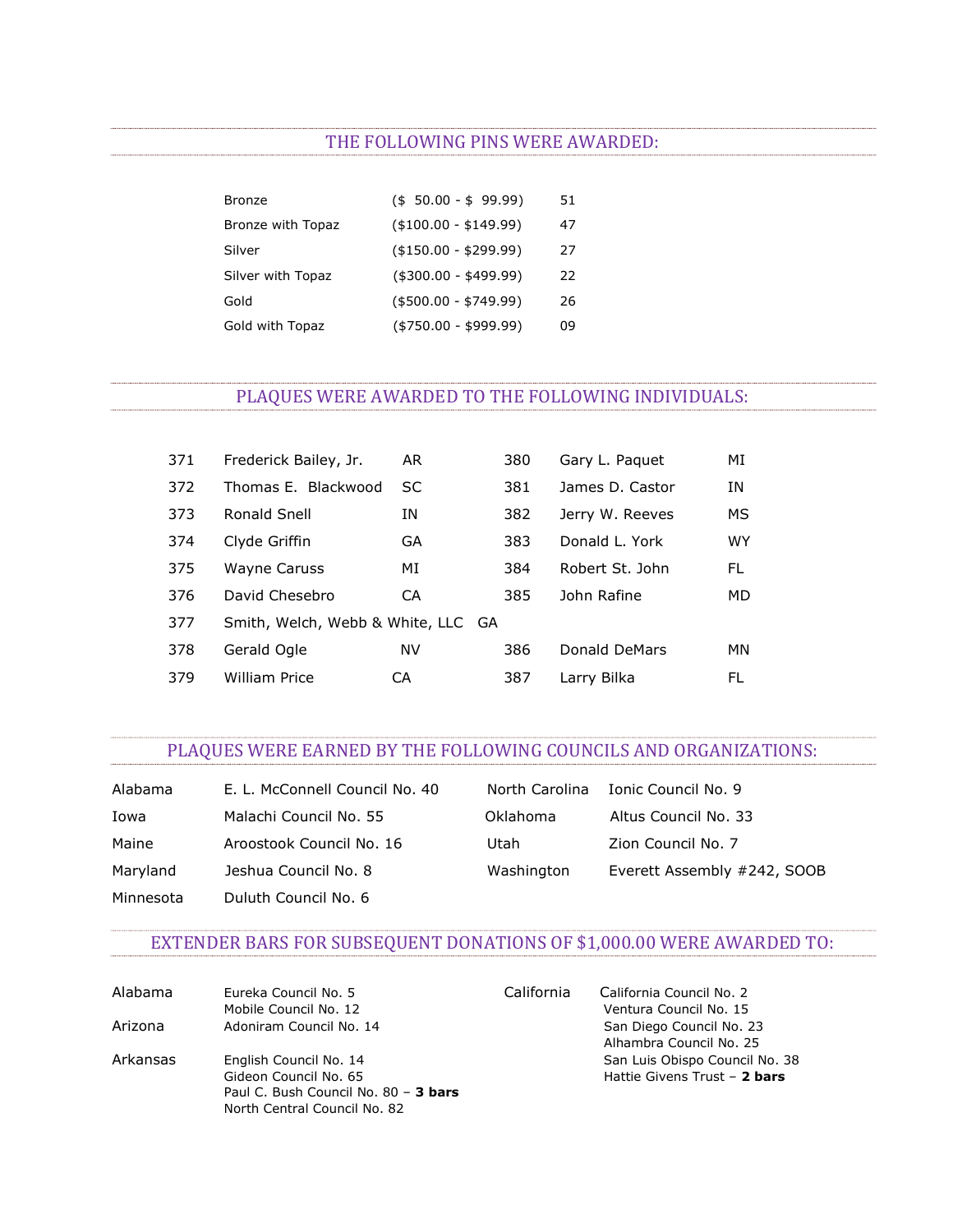## THE FOLLOWING PINS WERE AWARDED:

| | | |
|---|---|---|
| Bronze | ($ 50.00 - $ 99.99) | 51 |
| Bronze with Topaz | ($100.00 - $149.99) | 47 |
| Silver | ($150.00 - $299.99) | 27 |
| Silver with Topaz | ($300.00 - $499.99) | 22 |
| Gold | ($500.00 - $749.99) | 26 |
| Gold with Topaz | ($750.00 - $999.99) | 09 |

## PLAQUES WERE AWARDED TO THE FOLLOWING INDIVIDUALS:

| | | |
|---|---|---|
| 371 | Frederick Bailey, Jr. | AR |
| 372 | Thomas E. Blackwood | SC |
| 373 | Ronald Snell | IN |
| 374 | Clyde Griffin | GA |
| 375 | Wayne Caruss | MI |
| 376 | David Chesebro | CA |
| 377 | Smith, Welch, Webb & White, LLC | GA |
| 378 | Gerald Ogle | NV |
| 379 | William Price | CA |
| 380 | Gary L. Paquet | MI |
| 381 | James D. Castor | IN |
| 382 | Jerry W. Reeves | MS |
| 383 | Donald L. York | WY |
| 384 | Robert St. John | FL |
| 385 | John Rafine | MD |
| 386 | Donald DeMars | MN |
| 387 | Larry Bilka | FL |

## PLAQUES WERE EARNED BY THE FOLLOWING COUNCILS AND ORGANIZATIONS:

| | |
|---|---|
| Alabama | E. L. McConnell Council No. 40 |
| Iowa | Malachi Council No. 55 |
| Maine | Aroostook Council No. 16 |
| Maryland | Jeshua Council No. 8 |
| Minnesota | Duluth Council No. 6 |
| North Carolina | Ionic Council No. 9 |
| Oklahoma | Altus Council No. 33 |
| Utah | Zion Council No. 7 |
| Washington | Everett Assembly #242, SOOB |

## EXTENDER BARS FOR SUBSEQUENT DONATIONS OF $1,000.00 WERE AWARDED TO:

**Alabama**
- Eureka Council No. 5
- Mobile Council No. 12

**Arizona**
- Adoniram Council No. 14

**Arkansas**
- English Council No. 14
- Gideon Council No. 65
- Paul C. Bush Council No. 80 – **3 bars**
- North Central Council No. 82

**California**
- California Council No. 2
- Ventura Council No. 15
- San Diego Council No. 23
- Alhambra Council No. 25
- San Luis Obispo Council No. 38
- Hattie Givens Trust – **2 bars**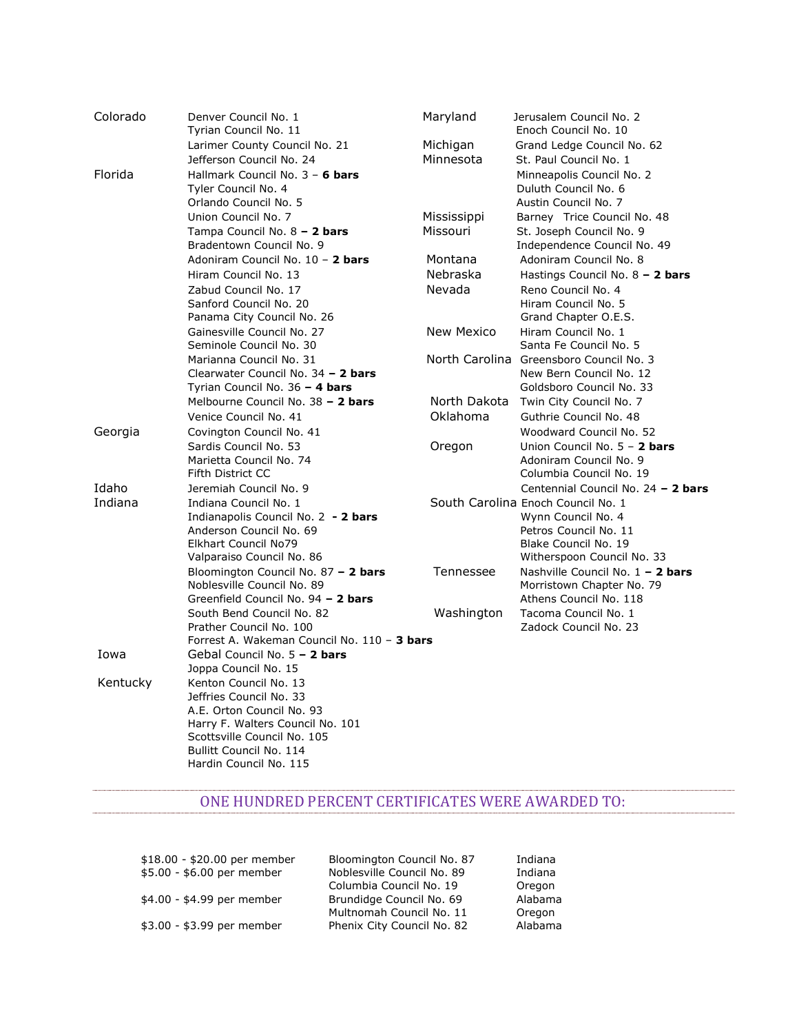| State | Council |
|---|---|
| Colorado | Denver Council No. 1 |
| | Tyrian Council No. 11 |
| | Larimer County Council No. 21 |
| | Jefferson Council No. 24 |
| Florida | Hallmark Council No. 3 – **6 bars** |
| | Tyler Council No. 4 |
| | Orlando Council No. 5 |
| | Union Council No. 7 |
| | Tampa Council No. 8 **– 2 bars** |
| | Bradentown Council No. 9 |
| | Adoniram Council No. 10 – **2 bars** |
| | Hiram Council No. 13 |
| | Zabud Council No. 17 |
| | Sanford Council No. 20 |
| | Panama City Council No. 26 |
| | Gainesville Council No. 27 |
| | Seminole Council No. 30 |
| | Marianna Council No. 31 |
| | Clearwater Council No. 34 **– 2 bars** |
| | Tyrian Council No. 36 **– 4 bars** |
| | Melbourne Council No. 38 **– 2 bars** |
| | Venice Council No. 41 |
| Georgia | Covington Council No. 41 |
| | Sardis Council No. 53 |
| | Marietta Council No. 74 |
| | Fifth District CC |
| Idaho | Jeremiah Council No. 9 |
| Indiana | Indiana Council No. 1 |
| | Indianapolis Council No. 2 **- 2 bars** |
| | Anderson Council No. 69 |
| | Elkhart Council No79 |
| | Valparaiso Council No. 86 |
| | Bloomington Council No. 87 **– 2 bars** |
| | Noblesville Council No. 89 |
| | Greenfield Council No. 94 **– 2 bars** |
| | South Bend Council No. 82 |
| | Prather Council No. 100 |
| | Forrest A. Wakeman Council No. 110 – **3 bars** |
| Iowa | Gebal Council No. 5 **– 2 bars** |
| | Joppa Council No. 15 |
| Kentucky | Kenton Council No. 13 |
| | Jeffries Council No. 33 |
| | A.E. Orton Council No. 93 |
| | Harry F. Walters Council No. 101 |
| | Scottsville Council No. 105 |
| | Bullitt Council No. 114 |
| | Hardin Council No. 115 |
| Maryland | Jerusalem Council No. 2 |
| | Enoch Council No. 10 |
| Michigan | Grand Ledge Council No. 62 |
| Minnesota | St. Paul Council No. 1 |
| | Minneapolis Council No. 2 |
| | Duluth Council No. 6 |
| | Austin Council No. 7 |
| Mississippi | Barney Trice Council No. 48 |
| Missouri | St. Joseph Council No. 9 |
| | Independence Council No. 49 |
| Montana | Adoniram Council No. 8 |
| Nebraska | Hastings Council No. 8 **– 2 bars** |
| Nevada | Reno Council No. 4 |
| | Hiram Council No. 5 |
| | Grand Chapter O.E.S. |
| New Mexico | Hiram Council No. 1 |
| | Santa Fe Council No. 5 |
| North Carolina | Greensboro Council No. 3 |
| | New Bern Council No. 12 |
| | Goldsboro Council No. 33 |
| North Dakota | Twin City Council No. 7 |
| Oklahoma | Guthrie Council No. 48 |
| | Woodward Council No. 52 |
| Oregon | Union Council No. 5 – **2 bars** |
| | Adoniram Council No. 9 |
| | Columbia Council No. 19 |
| | Centennial Council No. 24 **– 2 bars** |
| South Carolina | Enoch Council No. 1 |
| | Wynn Council No. 4 |
| | Petros Council No. 11 |
| | Blake Council No. 19 |
| | Witherspoon Council No. 33 |
| Tennessee | Nashville Council No. 1 **– 2 bars** |
| | Morristown Chapter No. 79 |
| | Athens Council No. 118 |
| Washington | Tacoma Council No. 1 |
| | Zadock Council No. 23 |

## ONE HUNDRED PERCENT CERTIFICATES WERE AWARDED TO:

| Amount | Council | State |
|---|---|---|
| $18.00 - $20.00 per member | Bloomington Council No. 87 | Indiana |
| $5.00 - $6.00 per member | Noblesville Council No. 89 | Indiana |
| | Columbia Council No. 19 | Oregon |
| $4.00 - $4.99 per member | Brundidge Council No. 69 | Alabama |
| | Multnomah Council No. 11 | Oregon |
| $3.00 - $3.99 per member | Phenix City Council No. 82 | Alabama |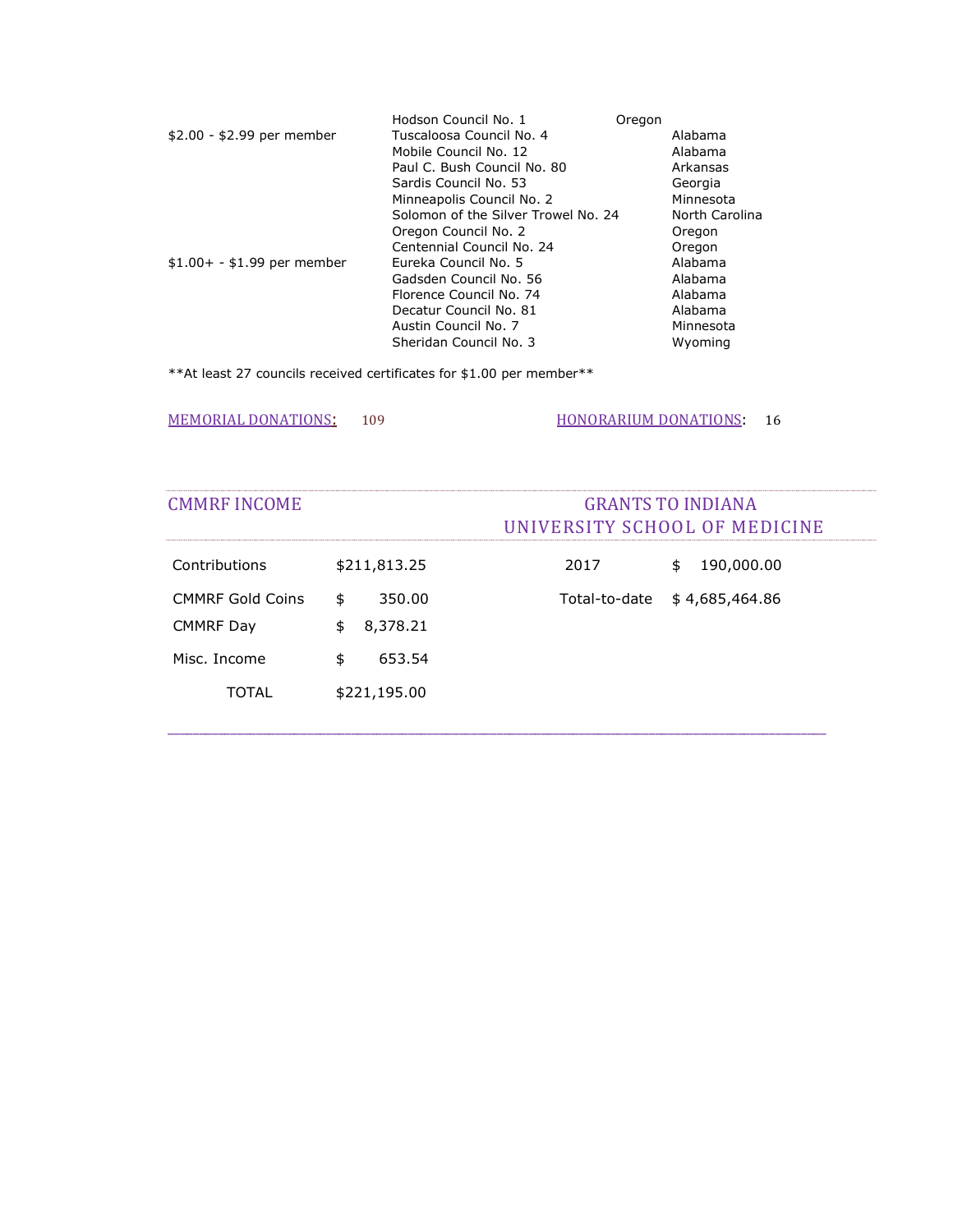| | | |
|---|---|---|
| | Hodson Council No. 1 | Oregon |
| $2.00 - $2.99 per member | Tuscaloosa Council No. 4 | Alabama |
| | Mobile Council No. 12 | Alabama |
| | Paul C. Bush Council No. 80 | Arkansas |
| | Sardis Council No. 53 | Georgia |
| | Minneapolis Council No. 2 | Minnesota |
| | Solomon of the Silver Trowel No. 24 | North Carolina |
| | Oregon Council No. 2 | Oregon |
| | Centennial Council No. 24 | Oregon |
| $1.00+ - $1.99 per member | Eureka Council No. 5 | Alabama |
| | Gadsden Council No. 56 | Alabama |
| | Florence Council No. 74 | Alabama |
| | Decatur Council No. 81 | Alabama |
| | Austin Council No. 7 | Minnesota |
| | Sheridan Council No. 3 | Wyoming |

**At least 27 councils received certificates for $1.00 per member**

MEMORIAL DONATIONS: 109

HONORARIUM DONATIONS: 16

## CMMRF INCOME

| | |
|---|---|
| Contributions | $211,813.25 |
| CMMRF Gold Coins | $ 350.00 |
| CMMRF Day | $ 8,378.21 |
| Misc. Income | $ 653.54 |
| TOTAL | $221,195.00 |

## GRANTS TO INDIANA UNIVERSITY SCHOOL OF MEDICINE

| | |
|---|---|
| 2017 | $ 190,000.00 |
| Total-to-date | $ 4,685,464.86 |